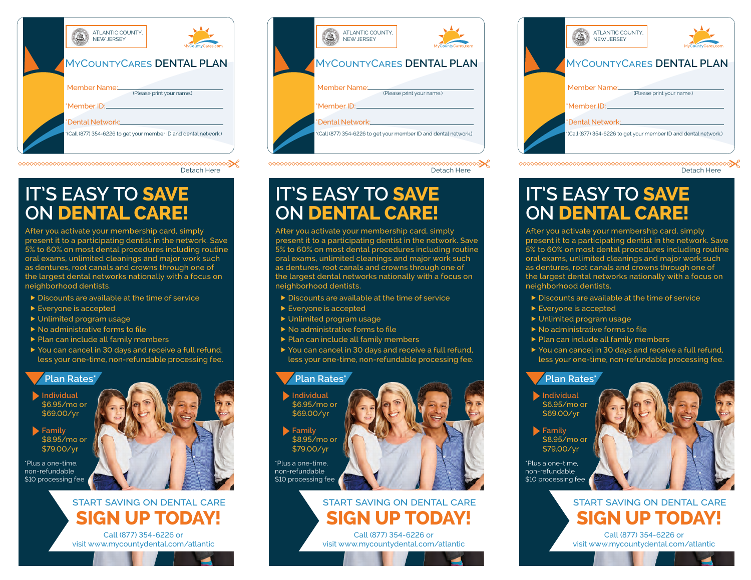ATLANTIC COUNTY, NEW JERSEY

MyCountyCares.com

## MyCountyCares DENTAL PLAN

Member Name: ____________________
(Please print your name.)

*Member ID: ____________________

*Dental Network: ____________________

*(Call (877) 354-6226 to get your member ID and dental network.)

Detach Here

# IT'S EASY TO SAVE ON DENTAL CARE!

After you activate your membership card, simply present it to a participating dentist in the network. Save 5% to 60% on most dental procedures including routine oral exams, unlimited cleanings and major work such as dentures, root canals and crowns through one of the largest dental networks nationally with a focus on neighborhood dentists.

- Discounts are available at the time of service
- Everyone is accepted
- Unlimited program usage
- No administrative forms to file
- Plan can include all family members
- You can cancel in 30 days and receive a full refund, less your one-time, non-refundable processing fee.

## Plan Rates*

**Individual**
$6.95/mo or
$69.00/yr

**Family**
$8.95/mo or
$79.00/yr

*Plus a one-time, non-refundable $10 processing fee

START SAVING ON DENTAL CARE

## SIGN UP TODAY!

Call (877) 354-6226 or visit www.mycountydental.com/atlantic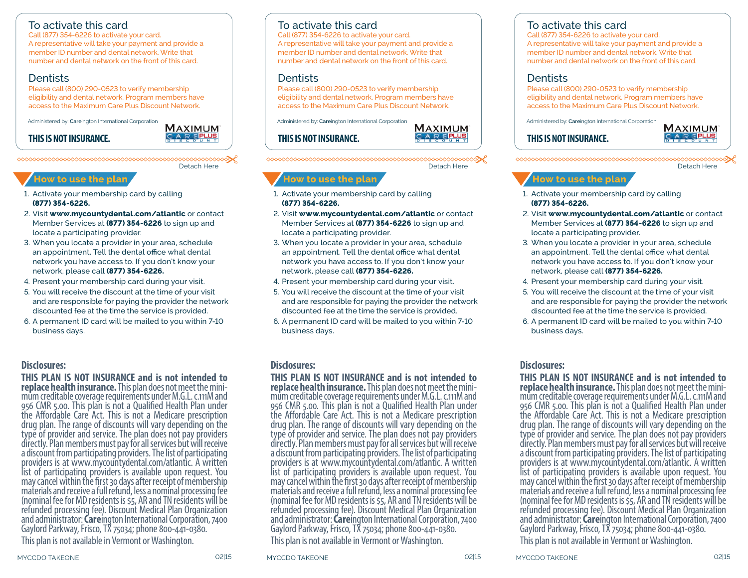## To activate this card

Call (877) 354-6226 to activate your card. A representative will take your payment and provide a member ID number and dental network. Write that number and dental network on the front of this card.

## Dentists

Please call (800) 290-0523 to verify membership eligibility and dental network. Program members have access to the Maximum Care Plus Discount Network.

Administered by: **Care**ington International Corporation

**THIS IS NOT INSURANCE.**

MAXIMUM CARE PLUS DISCOUNT

Detach Here

## How to use the plan

1. Activate your membership card by calling **(877) 354-6226.**
2. Visit **www.mycountydental.com/atlantic** or contact Member Services at **(877) 354-6226** to sign up and locate a participating provider.
3. When you locate a provider in your area, schedule an appointment. Tell the dental office what dental network you have access to. If you don't know your network, please call **(877) 354-6226.**
4. Present your membership card during your visit.
5. You will receive the discount at the time of your visit and are responsible for paying the provider the network discounted fee at the time the service is provided.
6. A permanent ID card will be mailed to you within 7-10 business days.

**Disclosures:**

**THIS PLAN IS NOT INSURANCE and is not intended to replace health insurance.** This plan does not meet the minimum creditable coverage requirements under M.G.L. c.111M and 956 CMR 5.00. This plan is not a Qualified Health Plan under the Affordable Care Act. This is not a Medicare prescription drug plan. The range of discounts will vary depending on the type of provider and service. The plan does not pay providers directly. Plan members must pay for all services but will receive a discount from participating providers. The list of participating providers is at www.mycountydental.com/atlantic. A written list of participating providers is available upon request. You may cancel within the first 30 days after receipt of membership materials and receive a full refund, less a nominal processing fee (nominal fee for MD residents is $5, AR and TN residents will be refunded processing fee). Discount Medical Plan Organization and administrator: **Care**ington International Corporation, 7400 Gaylord Parkway, Frisco, TX 75034; phone 800-441-0380.

This plan is not available in Vermont or Washington.

MYCCDO TAKEONE 02|15

## To activate this card

Call (877) 354-6226 to activate your card. A representative will take your payment and provide a member ID number and dental network. Write that number and dental network on the front of this card.

## Dentists

Please call (800) 290-0523 to verify membership eligibility and dental network. Program members have access to the Maximum Care Plus Discount Network.

Administered by: **Care**ington International Corporation

**THIS IS NOT INSURANCE.**

MAXIMUM CARE PLUS DISCOUNT

Detach Here

## How to use the plan

1. Activate your membership card by calling **(877) 354-6226.**
2. Visit **www.mycountydental.com/atlantic** or contact Member Services at **(877) 354-6226** to sign up and locate a participating provider.
3. When you locate a provider in your area, schedule an appointment. Tell the dental office what dental network you have access to. If you don't know your network, please call **(877) 354-6226.**
4. Present your membership card during your visit.
5. You will receive the discount at the time of your visit and are responsible for paying the provider the network discounted fee at the time the service is provided.
6. A permanent ID card will be mailed to you within 7-10 business days.

**Disclosures:**

**THIS PLAN IS NOT INSURANCE and is not intended to replace health insurance.** This plan does not meet the minimum creditable coverage requirements under M.G.L. c.111M and 956 CMR 5.00. This plan is not a Qualified Health Plan under the Affordable Care Act. This is not a Medicare prescription drug plan. The range of discounts will vary depending on the type of provider and service. The plan does not pay providers directly. Plan members must pay for all services but will receive a discount from participating providers. The list of participating providers is at www.mycountydental.com/atlantic. A written list of participating providers is available upon request. You may cancel within the first 30 days after receipt of membership materials and receive a full refund, less a nominal processing fee (nominal fee for MD residents is $5, AR and TN residents will be refunded processing fee). Discount Medical Plan Organization and administrator: **Care**ington International Corporation, 7400 Gaylord Parkway, Frisco, TX 75034; phone 800-441-0380.

This plan is not available in Vermont or Washington.

MYCCDO TAKEONE 02|15

## To activate this card

Call (877) 354-6226 to activate your card. A representative will take your payment and provide a member ID number and dental network. Write that number and dental network on the front of this card.

## Dentists

Please call (800) 290-0523 to verify membership eligibility and dental network. Program members have access to the Maximum Care Plus Discount Network.

Administered by: **Care**ington International Corporation

**THIS IS NOT INSURANCE.**

MAXIMUM CARE PLUS DISCOUNT

Detach Here

## How to use the plan

1. Activate your membership card by calling **(877) 354-6226.**
2. Visit **www.mycountydental.com/atlantic** or contact Member Services at **(877) 354-6226** to sign up and locate a participating provider.
3. When you locate a provider in your area, schedule an appointment. Tell the dental office what dental network you have access to. If you don't know your network, please call **(877) 354-6226.**
4. Present your membership card during your visit.
5. You will receive the discount at the time of your visit and are responsible for paying the provider the network discounted fee at the time the service is provided.
6. A permanent ID card will be mailed to you within 7-10 business days.

**Disclosures:**

**THIS PLAN IS NOT INSURANCE and is not intended to replace health insurance.** This plan does not meet the minimum creditable coverage requirements under M.G.L. c.111M and 956 CMR 5.00. This plan is not a Qualified Health Plan under the Affordable Care Act. This is not a Medicare prescription drug plan. The range of discounts will vary depending on the type of provider and service. The plan does not pay providers directly. Plan members must pay for all services but will receive a discount from participating providers. The list of participating providers is at www.mycountydental.com/atlantic. A written list of participating providers is available upon request. You may cancel within the first 30 days after receipt of membership materials and receive a full refund, less a nominal processing fee (nominal fee for MD residents is $5, AR and TN residents will be refunded processing fee). Discount Medical Plan Organization and administrator: **Care**ington International Corporation, 7400 Gaylord Parkway, Frisco, TX 75034; phone 800-441-0380.

This plan is not available in Vermont or Washington.

MYCCDO TAKEONE 02|15